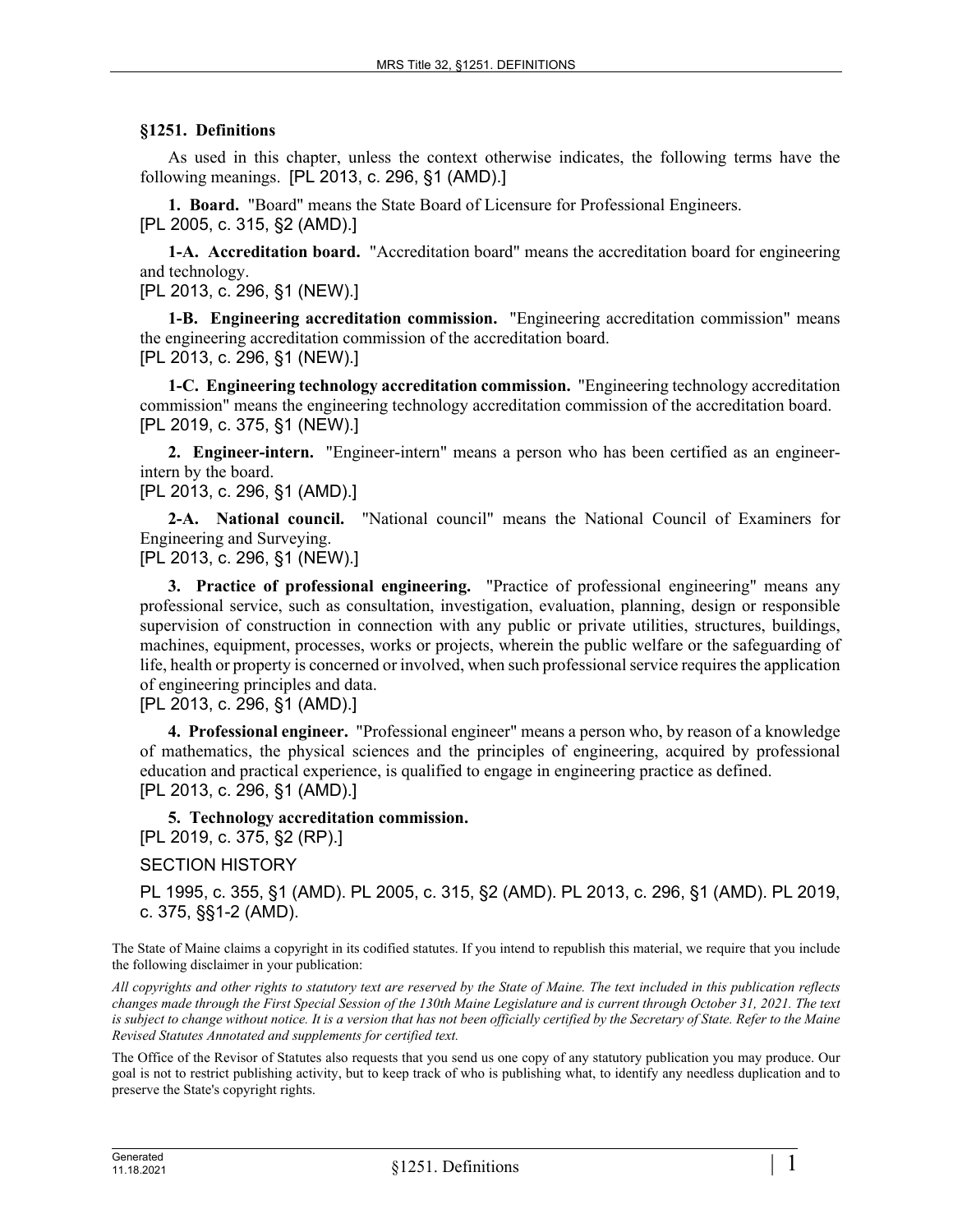**§1251. Definitions**

As used in this chapter, unless the context otherwise indicates, the following terms have the following meanings. [PL 2013, c. 296, §1 (AMD).]

**1. Board.** "Board" means the State Board of Licensure for Professional Engineers.
[PL 2005, c. 315, §2 (AMD).]

**1-A. Accreditation board.** "Accreditation board" means the accreditation board for engineering and technology.
[PL 2013, c. 296, §1 (NEW).]

**1-B. Engineering accreditation commission.** "Engineering accreditation commission" means the engineering accreditation commission of the accreditation board.
[PL 2013, c. 296, §1 (NEW).]

**1-C. Engineering technology accreditation commission.** "Engineering technology accreditation commission" means the engineering technology accreditation commission of the accreditation board.
[PL 2019, c. 375, §1 (NEW).]

**2. Engineer-intern.** "Engineer-intern" means a person who has been certified as an engineer-intern by the board.
[PL 2013, c. 296, §1 (AMD).]

**2-A. National council.** "National council" means the National Council of Examiners for Engineering and Surveying.
[PL 2013, c. 296, §1 (NEW).]

**3. Practice of professional engineering.** "Practice of professional engineering" means any professional service, such as consultation, investigation, evaluation, planning, design or responsible supervision of construction in connection with any public or private utilities, structures, buildings, machines, equipment, processes, works or projects, wherein the public welfare or the safeguarding of life, health or property is concerned or involved, when such professional service requires the application of engineering principles and data.
[PL 2013, c. 296, §1 (AMD).]

**4. Professional engineer.** "Professional engineer" means a person who, by reason of a knowledge of mathematics, the physical sciences and the principles of engineering, acquired by professional education and practical experience, is qualified to engage in engineering practice as defined.
[PL 2013, c. 296, §1 (AMD).]

**5. Technology accreditation commission.**
[PL 2019, c. 375, §2 (RP).]

SECTION HISTORY

PL 1995, c. 355, §1 (AMD). PL 2005, c. 315, §2 (AMD). PL 2013, c. 296, §1 (AMD). PL 2019, c. 375, §§1-2 (AMD).

The State of Maine claims a copyright in its codified statutes. If you intend to republish this material, we require that you include the following disclaimer in your publication:

*All copyrights and other rights to statutory text are reserved by the State of Maine. The text included in this publication reflects changes made through the First Special Session of the 130th Maine Legislature and is current through October 31, 2021. The text is subject to change without notice. It is a version that has not been officially certified by the Secretary of State. Refer to the Maine Revised Statutes Annotated and supplements for certified text.*

The Office of the Revisor of Statutes also requests that you send us one copy of any statutory publication you may produce. Our goal is not to restrict publishing activity, but to keep track of who is publishing what, to identify any needless duplication and to preserve the State's copyright rights.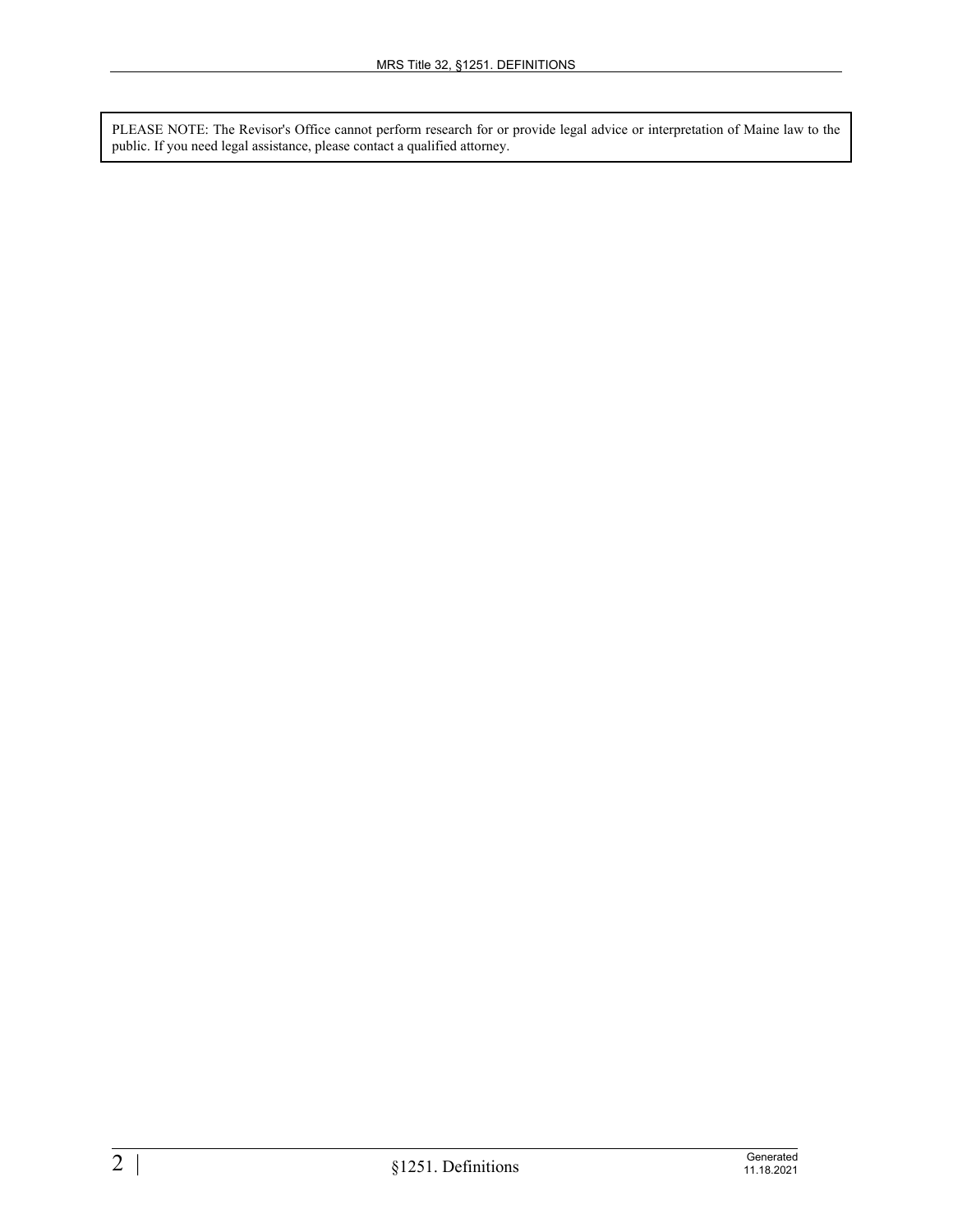PLEASE NOTE: The Revisor's Office cannot perform research for or provide legal advice or interpretation of Maine law to the public. If you need legal assistance, please contact a qualified attorney.